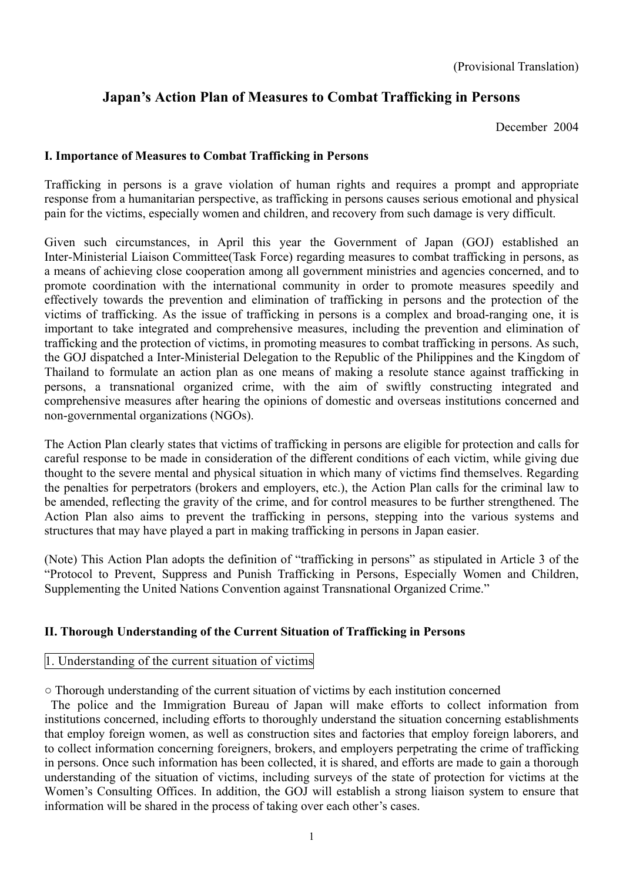(Provisional Translation)

# Japan's Action Plan of Measures to Combat Trafficking in Persons

December 2004

## I. Importance of Measures to Combat Trafficking in Persons

Trafficking in persons is a grave violation of human rights and requires a prompt and appropriate response from a humanitarian perspective, as trafficking in persons causes serious emotional and physical pain for the victims, especially women and children, and recovery from such damage is very difficult.

Given such circumstances, in April this year the Government of Japan (GOJ) established an Inter-Ministerial Liaison Committee(Task Force) regarding measures to combat trafficking in persons, as a means of achieving close cooperation among all government ministries and agencies concerned, and to promote coordination with the international community in order to promote measures speedily and effectively towards the prevention and elimination of trafficking in persons and the protection of the victims of trafficking. As the issue of trafficking in persons is a complex and broad-ranging one, it is important to take integrated and comprehensive measures, including the prevention and elimination of trafficking and the protection of victims, in promoting measures to combat trafficking in persons. As such, the GOJ dispatched a Inter-Ministerial Delegation to the Republic of the Philippines and the Kingdom of Thailand to formulate an action plan as one means of making a resolute stance against trafficking in persons, a transnational organized crime, with the aim of swiftly constructing integrated and comprehensive measures after hearing the opinions of domestic and overseas institutions concerned and non-governmental organizations (NGOs).

The Action Plan clearly states that victims of trafficking in persons are eligible for protection and calls for careful response to be made in consideration of the different conditions of each victim, while giving due thought to the severe mental and physical situation in which many of victims find themselves. Regarding the penalties for perpetrators (brokers and employers, etc.), the Action Plan calls for the criminal law to be amended, reflecting the gravity of the crime, and for control measures to be further strengthened. The Action Plan also aims to prevent the trafficking in persons, stepping into the various systems and structures that may have played a part in making trafficking in persons in Japan easier.

(Note) This Action Plan adopts the definition of "trafficking in persons" as stipulated in Article 3 of the "Protocol to Prevent, Suppress and Punish Trafficking in Persons, Especially Women and Children, Supplementing the United Nations Convention against Transnational Organized Crime."

## II. Thorough Understanding of the Current Situation of Trafficking in Persons

### 1. Understanding of the current situation of victims

○ Thorough understanding of the current situation of victims by each institution concerned

The police and the Immigration Bureau of Japan will make efforts to collect information from institutions concerned, including efforts to thoroughly understand the situation concerning establishments that employ foreign women, as well as construction sites and factories that employ foreign laborers, and to collect information concerning foreigners, brokers, and employers perpetrating the crime of trafficking in persons. Once such information has been collected, it is shared, and efforts are made to gain a thorough understanding of the situation of victims, including surveys of the state of protection for victims at the Women's Consulting Offices. In addition, the GOJ will establish a strong liaison system to ensure that information will be shared in the process of taking over each other's cases.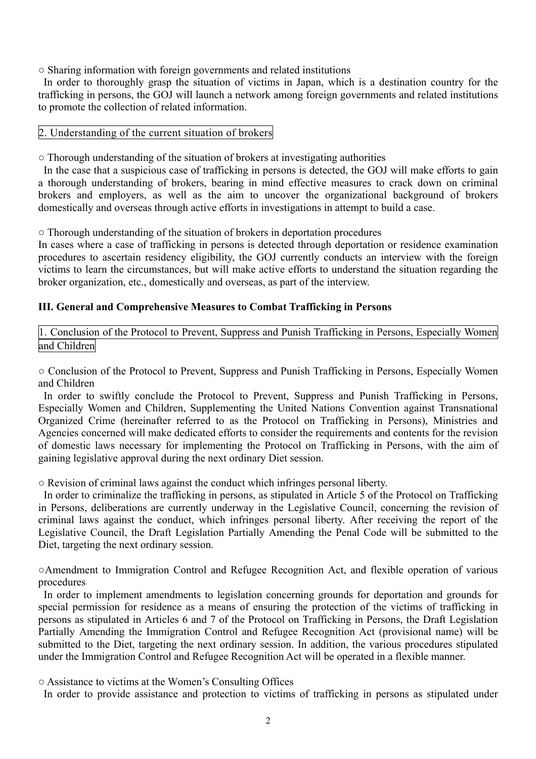○ Sharing information with foreign governments and related institutions

In order to thoroughly grasp the situation of victims in Japan, which is a destination country for the trafficking in persons, the GOJ will launch a network among foreign governments and related institutions to promote the collection of related information.

### 2. Understanding of the current situation of brokers

○ Thorough understanding of the situation of brokers at investigating authorities

In the case that a suspicious case of trafficking in persons is detected, the GOJ will make efforts to gain a thorough understanding of brokers, bearing in mind effective measures to crack down on criminal brokers and employers, as well as the aim to uncover the organizational background of brokers domestically and overseas through active efforts in investigations in attempt to build a case.

○ Thorough understanding of the situation of brokers in deportation procedures

In cases where a case of trafficking in persons is detected through deportation or residence examination procedures to ascertain residency eligibility, the GOJ currently conducts an interview with the foreign victims to learn the circumstances, but will make active efforts to understand the situation regarding the broker organization, etc., domestically and overseas, as part of the interview.

## III. General and Comprehensive Measures to Combat Trafficking in Persons

### 1. Conclusion of the Protocol to Prevent, Suppress and Punish Trafficking in Persons, Especially Women and Children

○ Conclusion of the Protocol to Prevent, Suppress and Punish Trafficking in Persons, Especially Women and Children

In order to swiftly conclude the Protocol to Prevent, Suppress and Punish Trafficking in Persons, Especially Women and Children, Supplementing the United Nations Convention against Transnational Organized Crime (hereinafter referred to as the Protocol on Trafficking in Persons), Ministries and Agencies concerned will make dedicated efforts to consider the requirements and contents for the revision of domestic laws necessary for implementing the Protocol on Trafficking in Persons, with the aim of gaining legislative approval during the next ordinary Diet session.

○ Revision of criminal laws against the conduct which infringes personal liberty.

In order to criminalize the trafficking in persons, as stipulated in Article 5 of the Protocol on Trafficking in Persons, deliberations are currently underway in the Legislative Council, concerning the revision of criminal laws against the conduct, which infringes personal liberty. After receiving the report of the Legislative Council, the Draft Legislation Partially Amending the Penal Code will be submitted to the Diet, targeting the next ordinary session.

○Amendment to Immigration Control and Refugee Recognition Act, and flexible operation of various procedures

In order to implement amendments to legislation concerning grounds for deportation and grounds for special permission for residence as a means of ensuring the protection of the victims of trafficking in persons as stipulated in Articles 6 and 7 of the Protocol on Trafficking in Persons, the Draft Legislation Partially Amending the Immigration Control and Refugee Recognition Act (provisional name) will be submitted to the Diet, targeting the next ordinary session. In addition, the various procedures stipulated under the Immigration Control and Refugee Recognition Act will be operated in a flexible manner.

○ Assistance to victims at the Women's Consulting Offices

In order to provide assistance and protection to victims of trafficking in persons as stipulated under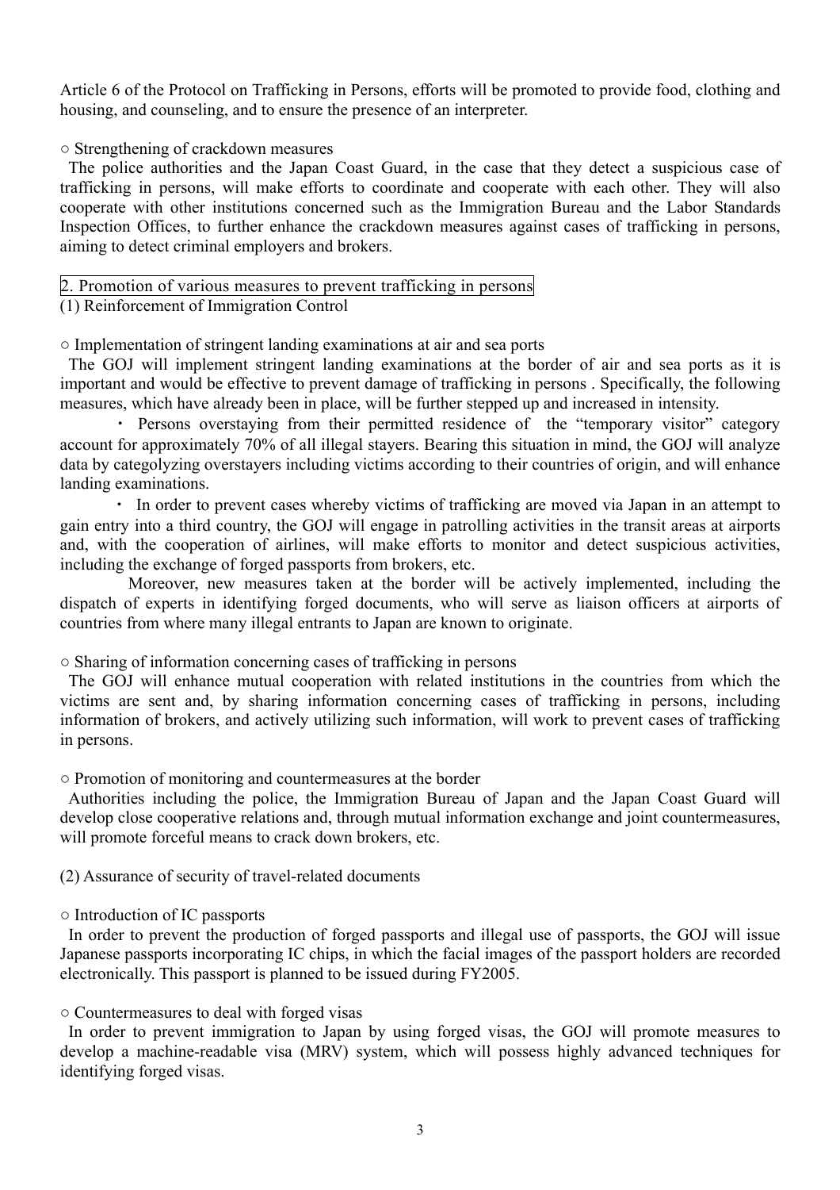Article 6 of the Protocol on Trafficking in Persons, efforts will be promoted to provide food, clothing and housing, and counseling, and to ensure the presence of an interpreter.

○ Strengthening of crackdown measures

The police authorities and the Japan Coast Guard, in the case that they detect a suspicious case of trafficking in persons, will make efforts to coordinate and cooperate with each other. They will also cooperate with other institutions concerned such as the Immigration Bureau and the Labor Standards Inspection Offices, to further enhance the crackdown measures against cases of trafficking in persons, aiming to detect criminal employers and brokers.

## 2. Promotion of various measures to prevent trafficking in persons

### (1) Reinforcement of Immigration Control

○ Implementation of stringent landing examinations at air and sea ports

The GOJ will implement stringent landing examinations at the border of air and sea ports as it is important and would be effective to prevent damage of trafficking in persons . Specifically, the following measures, which have already been in place, will be further stepped up and increased in intensity.

・ Persons overstaying from their permitted residence of the "temporary visitor" category account for approximately 70% of all illegal stayers. Bearing this situation in mind, the GOJ will analyze data by categolyzing overstayers including victims according to their countries of origin, and will enhance landing examinations.

・ In order to prevent cases whereby victims of trafficking are moved via Japan in an attempt to gain entry into a third country, the GOJ will engage in patrolling activities in the transit areas at airports and, with the cooperation of airlines, will make efforts to monitor and detect suspicious activities, including the exchange of forged passports from brokers, etc.

Moreover, new measures taken at the border will be actively implemented, including the dispatch of experts in identifying forged documents, who will serve as liaison officers at airports of countries from where many illegal entrants to Japan are known to originate.

○ Sharing of information concerning cases of trafficking in persons

The GOJ will enhance mutual cooperation with related institutions in the countries from which the victims are sent and, by sharing information concerning cases of trafficking in persons, including information of brokers, and actively utilizing such information, will work to prevent cases of trafficking in persons.

○ Promotion of monitoring and countermeasures at the border

Authorities including the police, the Immigration Bureau of Japan and the Japan Coast Guard will develop close cooperative relations and, through mutual information exchange and joint countermeasures, will promote forceful means to crack down brokers, etc.

### (2) Assurance of security of travel-related documents

○ Introduction of IC passports

In order to prevent the production of forged passports and illegal use of passports, the GOJ will issue Japanese passports incorporating IC chips, in which the facial images of the passport holders are recorded electronically. This passport is planned to be issued during FY2005.

○ Countermeasures to deal with forged visas

In order to prevent immigration to Japan by using forged visas, the GOJ will promote measures to develop a machine-readable visa (MRV) system, which will possess highly advanced techniques for identifying forged visas.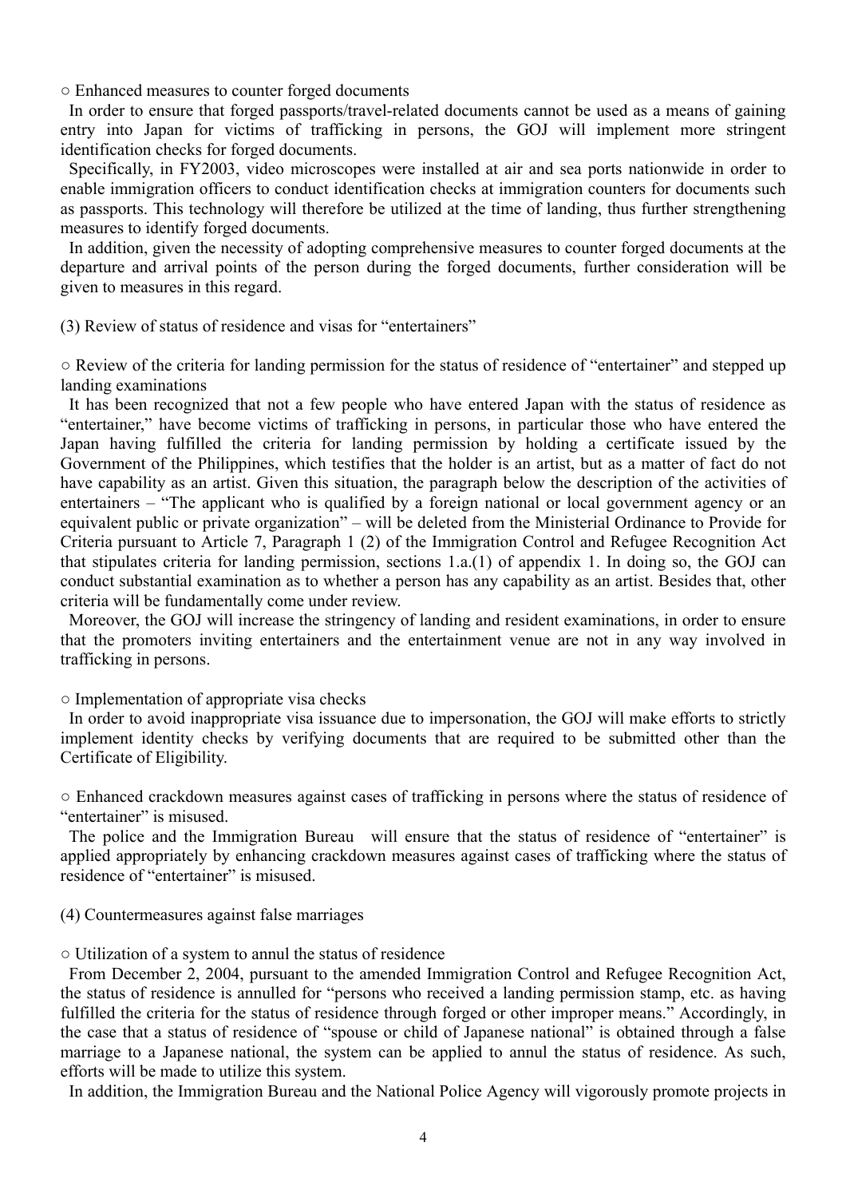○ Enhanced measures to counter forged documents

In order to ensure that forged passports/travel-related documents cannot be used as a means of gaining entry into Japan for victims of trafficking in persons, the GOJ will implement more stringent identification checks for forged documents.

Specifically, in FY2003, video microscopes were installed at air and sea ports nationwide in order to enable immigration officers to conduct identification checks at immigration counters for documents such as passports. This technology will therefore be utilized at the time of landing, thus further strengthening measures to identify forged documents.

In addition, given the necessity of adopting comprehensive measures to counter forged documents at the departure and arrival points of the person during the forged documents, further consideration will be given to measures in this regard.

(3) Review of status of residence and visas for "entertainers"

○ Review of the criteria for landing permission for the status of residence of "entertainer" and stepped up landing examinations

It has been recognized that not a few people who have entered Japan with the status of residence as "entertainer," have become victims of trafficking in persons, in particular those who have entered the Japan having fulfilled the criteria for landing permission by holding a certificate issued by the Government of the Philippines, which testifies that the holder is an artist, but as a matter of fact do not have capability as an artist. Given this situation, the paragraph below the description of the activities of entertainers – "The applicant who is qualified by a foreign national or local government agency or an equivalent public or private organization" – will be deleted from the Ministerial Ordinance to Provide for Criteria pursuant to Article 7, Paragraph 1 (2) of the Immigration Control and Refugee Recognition Act that stipulates criteria for landing permission, sections 1.a.(1) of appendix 1. In doing so, the GOJ can conduct substantial examination as to whether a person has any capability as an artist. Besides that, other criteria will be fundamentally come under review.

Moreover, the GOJ will increase the stringency of landing and resident examinations, in order to ensure that the promoters inviting entertainers and the entertainment venue are not in any way involved in trafficking in persons.

○ Implementation of appropriate visa checks

In order to avoid inappropriate visa issuance due to impersonation, the GOJ will make efforts to strictly implement identity checks by verifying documents that are required to be submitted other than the Certificate of Eligibility.

○ Enhanced crackdown measures against cases of trafficking in persons where the status of residence of "entertainer" is misused.

The police and the Immigration Bureau will ensure that the status of residence of "entertainer" is applied appropriately by enhancing crackdown measures against cases of trafficking where the status of residence of "entertainer" is misused.

(4) Countermeasures against false marriages

○ Utilization of a system to annul the status of residence

From December 2, 2004, pursuant to the amended Immigration Control and Refugee Recognition Act, the status of residence is annulled for "persons who received a landing permission stamp, etc. as having fulfilled the criteria for the status of residence through forged or other improper means." Accordingly, in the case that a status of residence of "spouse or child of Japanese national" is obtained through a false marriage to a Japanese national, the system can be applied to annul the status of residence. As such, efforts will be made to utilize this system.

In addition, the Immigration Bureau and the National Police Agency will vigorously promote projects in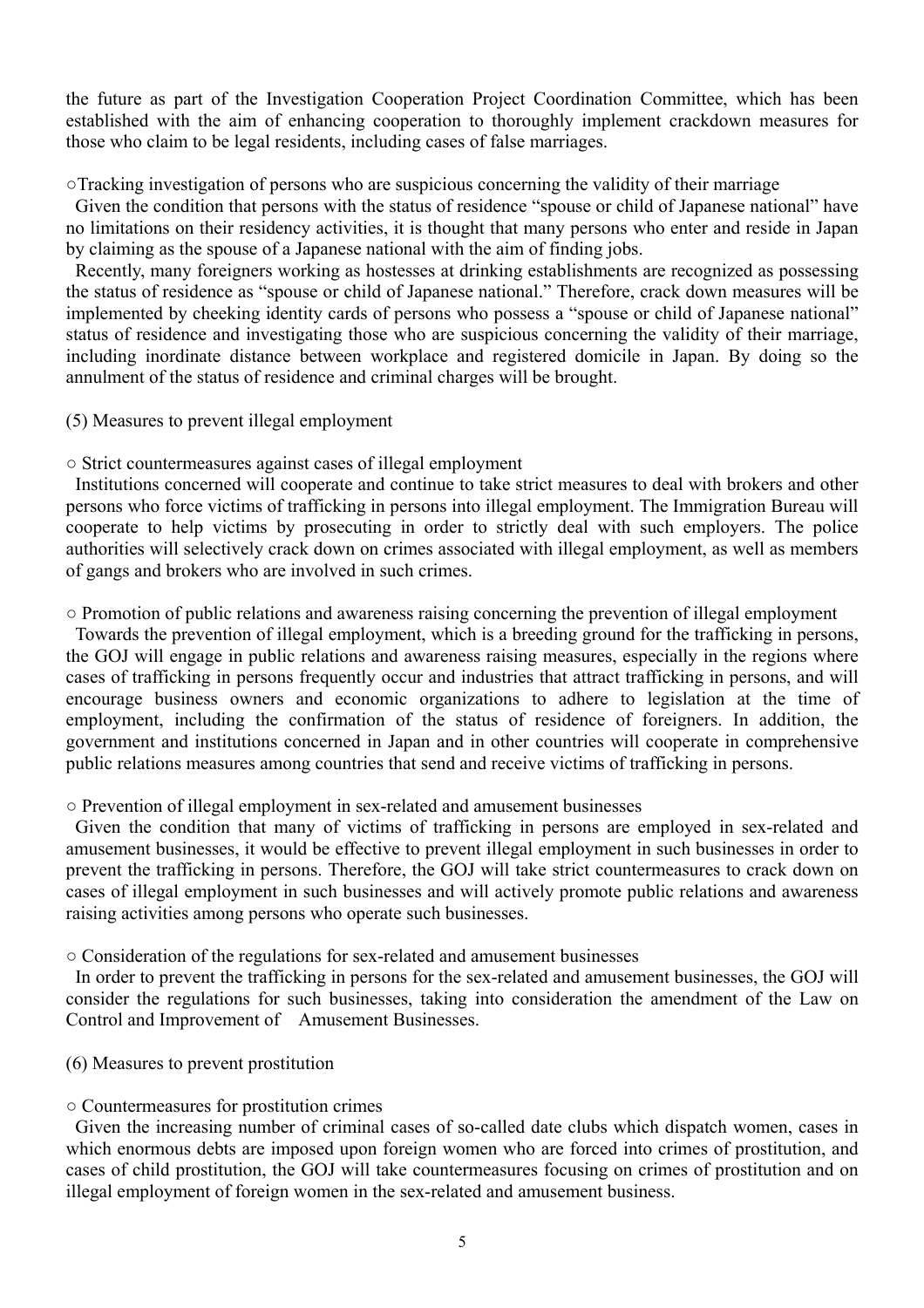the future as part of the Investigation Cooperation Project Coordination Committee, which has been established with the aim of enhancing cooperation to thoroughly implement crackdown measures for those who claim to be legal residents, including cases of false marriages.

○Tracking investigation of persons who are suspicious concerning the validity of their marriage

Given the condition that persons with the status of residence "spouse or child of Japanese national" have no limitations on their residency activities, it is thought that many persons who enter and reside in Japan by claiming as the spouse of a Japanese national with the aim of finding jobs.

Recently, many foreigners working as hostesses at drinking establishments are recognized as possessing the status of residence as "spouse or child of Japanese national." Therefore, crack down measures will be implemented by cheeking identity cards of persons who possess a "spouse or child of Japanese national" status of residence and investigating those who are suspicious concerning the validity of their marriage, including inordinate distance between workplace and registered domicile in Japan. By doing so the annulment of the status of residence and criminal charges will be brought.

(5) Measures to prevent illegal employment

○ Strict countermeasures against cases of illegal employment

Institutions concerned will cooperate and continue to take strict measures to deal with brokers and other persons who force victims of trafficking in persons into illegal employment. The Immigration Bureau will cooperate to help victims by prosecuting in order to strictly deal with such employers. The police authorities will selectively crack down on crimes associated with illegal employment, as well as members of gangs and brokers who are involved in such crimes.

○ Promotion of public relations and awareness raising concerning the prevention of illegal employment

Towards the prevention of illegal employment, which is a breeding ground for the trafficking in persons, the GOJ will engage in public relations and awareness raising measures, especially in the regions where cases of trafficking in persons frequently occur and industries that attract trafficking in persons, and will encourage business owners and economic organizations to adhere to legislation at the time of employment, including the confirmation of the status of residence of foreigners. In addition, the government and institutions concerned in Japan and in other countries will cooperate in comprehensive public relations measures among countries that send and receive victims of trafficking in persons.

○ Prevention of illegal employment in sex-related and amusement businesses

Given the condition that many of victims of trafficking in persons are employed in sex-related and amusement businesses, it would be effective to prevent illegal employment in such businesses in order to prevent the trafficking in persons. Therefore, the GOJ will take strict countermeasures to crack down on cases of illegal employment in such businesses and will actively promote public relations and awareness raising activities among persons who operate such businesses.

○ Consideration of the regulations for sex-related and amusement businesses

In order to prevent the trafficking in persons for the sex-related and amusement businesses, the GOJ will consider the regulations for such businesses, taking into consideration the amendment of the Law on Control and Improvement of Amusement Businesses.

(6) Measures to prevent prostitution

○ Countermeasures for prostitution crimes

Given the increasing number of criminal cases of so-called date clubs which dispatch women, cases in which enormous debts are imposed upon foreign women who are forced into crimes of prostitution, and cases of child prostitution, the GOJ will take countermeasures focusing on crimes of prostitution and on illegal employment of foreign women in the sex-related and amusement business.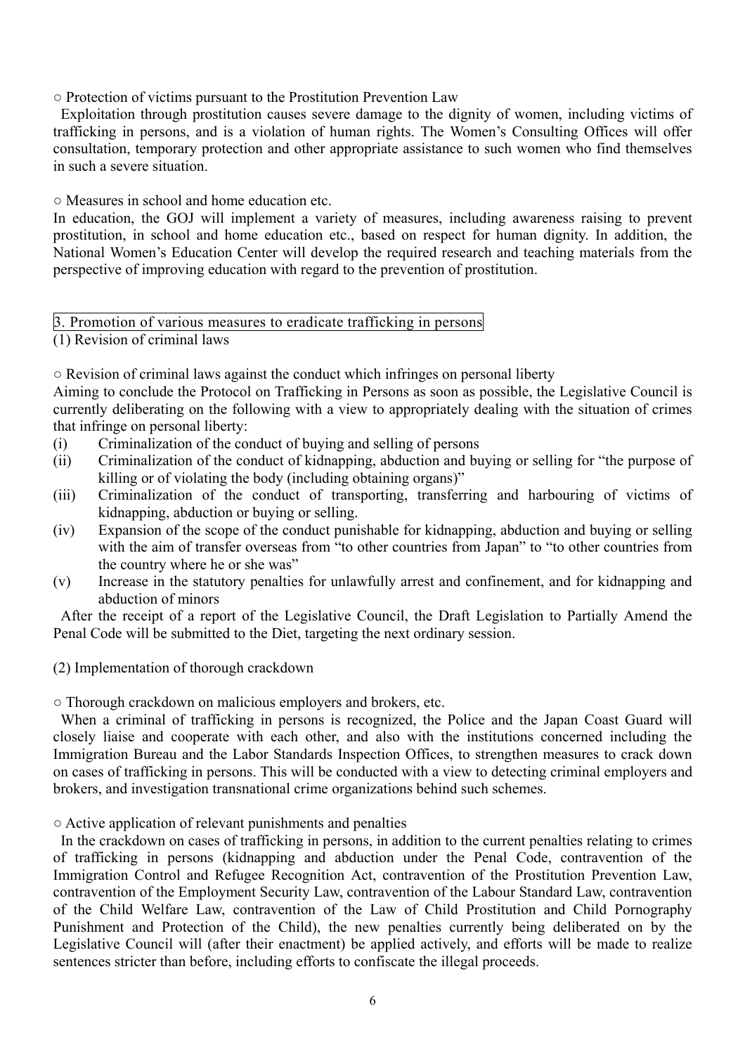○ Protection of victims pursuant to the Prostitution Prevention Law

Exploitation through prostitution causes severe damage to the dignity of women, including victims of trafficking in persons, and is a violation of human rights. The Women's Consulting Offices will offer consultation, temporary protection and other appropriate assistance to such women who find themselves in such a severe situation.

○ Measures in school and home education etc.

In education, the GOJ will implement a variety of measures, including awareness raising to prevent prostitution, in school and home education etc., based on respect for human dignity. In addition, the National Women's Education Center will develop the required research and teaching materials from the perspective of improving education with regard to the prevention of prostitution.

## 3. Promotion of various measures to eradicate trafficking in persons

### (1) Revision of criminal laws

○ Revision of criminal laws against the conduct which infringes on personal liberty

Aiming to conclude the Protocol on Trafficking in Persons as soon as possible, the Legislative Council is currently deliberating on the following with a view to appropriately dealing with the situation of crimes that infringe on personal liberty:

(i) Criminalization of the conduct of buying and selling of persons

(ii) Criminalization of the conduct of kidnapping, abduction and buying or selling for "the purpose of killing or of violating the body (including obtaining organs)"

(iii) Criminalization of the conduct of transporting, transferring and harbouring of victims of kidnapping, abduction or buying or selling.

(iv) Expansion of the scope of the conduct punishable for kidnapping, abduction and buying or selling with the aim of transfer overseas from "to other countries from Japan" to "to other countries from the country where he or she was"

(v) Increase in the statutory penalties for unlawfully arrest and confinement, and for kidnapping and abduction of minors

After the receipt of a report of the Legislative Council, the Draft Legislation to Partially Amend the Penal Code will be submitted to the Diet, targeting the next ordinary session.

### (2) Implementation of thorough crackdown

○ Thorough crackdown on malicious employers and brokers, etc.

When a criminal of trafficking in persons is recognized, the Police and the Japan Coast Guard will closely liaise and cooperate with each other, and also with the institutions concerned including the Immigration Bureau and the Labor Standards Inspection Offices, to strengthen measures to crack down on cases of trafficking in persons. This will be conducted with a view to detecting criminal employers and brokers, and investigation transnational crime organizations behind such schemes.

○ Active application of relevant punishments and penalties

In the crackdown on cases of trafficking in persons, in addition to the current penalties relating to crimes of trafficking in persons (kidnapping and abduction under the Penal Code, contravention of the Immigration Control and Refugee Recognition Act, contravention of the Prostitution Prevention Law, contravention of the Employment Security Law, contravention of the Labour Standard Law, contravention of the Child Welfare Law, contravention of the Law of Child Prostitution and Child Pornography Punishment and Protection of the Child), the new penalties currently being deliberated on by the Legislative Council will (after their enactment) be applied actively, and efforts will be made to realize sentences stricter than before, including efforts to confiscate the illegal proceeds.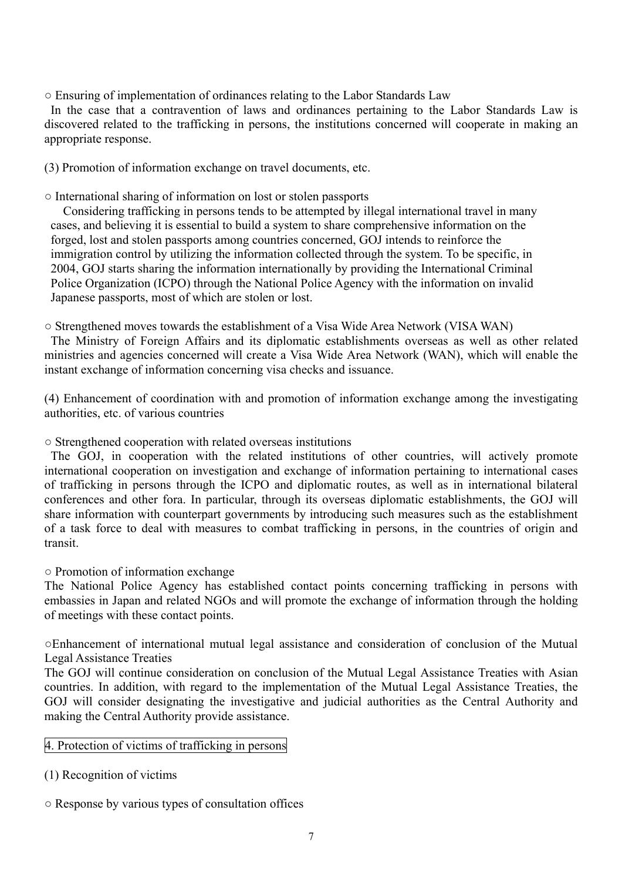○ Ensuring of implementation of ordinances relating to the Labor Standards Law

In the case that a contravention of laws and ordinances pertaining to the Labor Standards Law is discovered related to the trafficking in persons, the institutions concerned will cooperate in making an appropriate response.

(3) Promotion of information exchange on travel documents, etc.

○ International sharing of information on lost or stolen passports

Considering trafficking in persons tends to be attempted by illegal international travel in many cases, and believing it is essential to build a system to share comprehensive information on the forged, lost and stolen passports among countries concerned, GOJ intends to reinforce the immigration control by utilizing the information collected through the system. To be specific, in 2004, GOJ starts sharing the information internationally by providing the International Criminal Police Organization (ICPO) through the National Police Agency with the information on invalid Japanese passports, most of which are stolen or lost.

○ Strengthened moves towards the establishment of a Visa Wide Area Network (VISA WAN)

The Ministry of Foreign Affairs and its diplomatic establishments overseas as well as other related ministries and agencies concerned will create a Visa Wide Area Network (WAN), which will enable the instant exchange of information concerning visa checks and issuance.

(4) Enhancement of coordination with and promotion of information exchange among the investigating authorities, etc. of various countries

○ Strengthened cooperation with related overseas institutions

The GOJ, in cooperation with the related institutions of other countries, will actively promote international cooperation on investigation and exchange of information pertaining to international cases of trafficking in persons through the ICPO and diplomatic routes, as well as in international bilateral conferences and other fora. In particular, through its overseas diplomatic establishments, the GOJ will share information with counterpart governments by introducing such measures such as the establishment of a task force to deal with measures to combat trafficking in persons, in the countries of origin and transit.

○ Promotion of information exchange

The National Police Agency has established contact points concerning trafficking in persons with embassies in Japan and related NGOs and will promote the exchange of information through the holding of meetings with these contact points.

○Enhancement of international mutual legal assistance and consideration of conclusion of the Mutual Legal Assistance Treaties

The GOJ will continue consideration on conclusion of the Mutual Legal Assistance Treaties with Asian countries. In addition, with regard to the implementation of the Mutual Legal Assistance Treaties, the GOJ will consider designating the investigative and judicial authorities as the Central Authority and making the Central Authority provide assistance.

## 4. Protection of victims of trafficking in persons

(1) Recognition of victims

○ Response by various types of consultation offices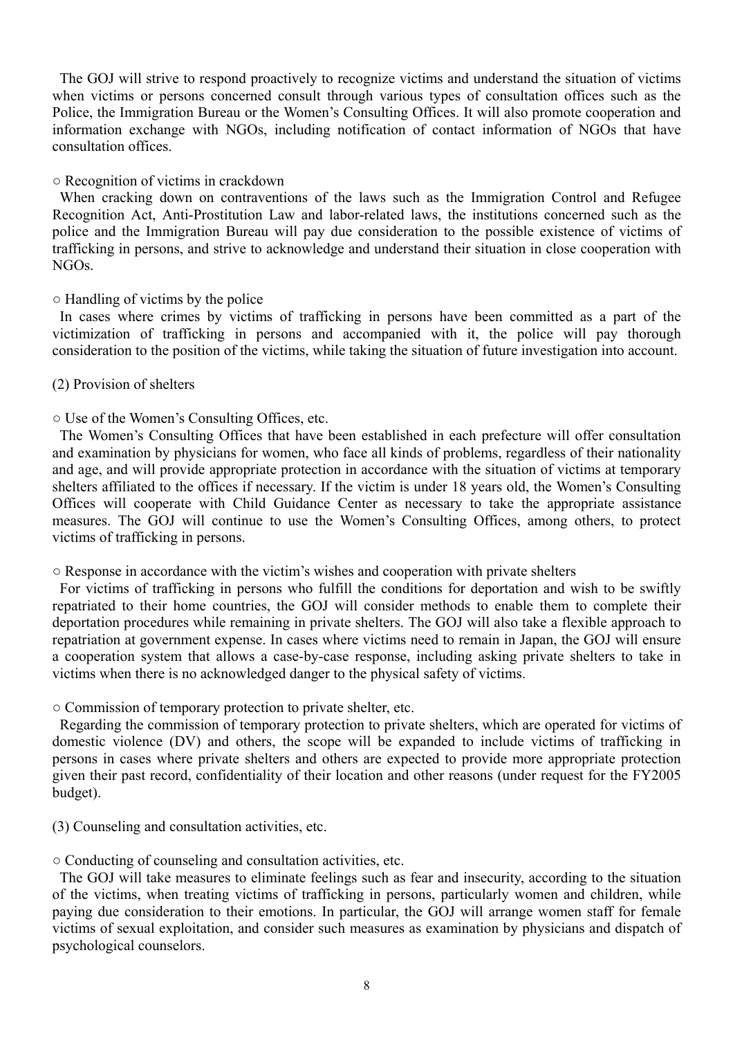The GOJ will strive to respond proactively to recognize victims and understand the situation of victims when victims or persons concerned consult through various types of consultation offices such as the Police, the Immigration Bureau or the Women's Consulting Offices. It will also promote cooperation and information exchange with NGOs, including notification of contact information of NGOs that have consultation offices.

○ Recognition of victims in crackdown

When cracking down on contraventions of the laws such as the Immigration Control and Refugee Recognition Act, Anti-Prostitution Law and labor-related laws, the institutions concerned such as the police and the Immigration Bureau will pay due consideration to the possible existence of victims of trafficking in persons, and strive to acknowledge and understand their situation in close cooperation with NGOs.

○ Handling of victims by the police

In cases where crimes by victims of trafficking in persons have been committed as a part of the victimization of trafficking in persons and accompanied with it, the police will pay thorough consideration to the position of the victims, while taking the situation of future investigation into account.

(2) Provision of shelters

○ Use of the Women's Consulting Offices, etc.

The Women's Consulting Offices that have been established in each prefecture will offer consultation and examination by physicians for women, who face all kinds of problems, regardless of their nationality and age, and will provide appropriate protection in accordance with the situation of victims at temporary shelters affiliated to the offices if necessary. If the victim is under 18 years old, the Women's Consulting Offices will cooperate with Child Guidance Center as necessary to take the appropriate assistance measures. The GOJ will continue to use the Women's Consulting Offices, among others, to protect victims of trafficking in persons.

○ Response in accordance with the victim's wishes and cooperation with private shelters

For victims of trafficking in persons who fulfill the conditions for deportation and wish to be swiftly repatriated to their home countries, the GOJ will consider methods to enable them to complete their deportation procedures while remaining in private shelters. The GOJ will also take a flexible approach to repatriation at government expense. In cases where victims need to remain in Japan, the GOJ will ensure a cooperation system that allows a case-by-case response, including asking private shelters to take in victims when there is no acknowledged danger to the physical safety of victims.

○ Commission of temporary protection to private shelter, etc.

Regarding the commission of temporary protection to private shelters, which are operated for victims of domestic violence (DV) and others, the scope will be expanded to include victims of trafficking in persons in cases where private shelters and others are expected to provide more appropriate protection given their past record, confidentiality of their location and other reasons (under request for the FY2005 budget).

(3) Counseling and consultation activities, etc.

○ Conducting of counseling and consultation activities, etc.

The GOJ will take measures to eliminate feelings such as fear and insecurity, according to the situation of the victims, when treating victims of trafficking in persons, particularly women and children, while paying due consideration to their emotions. In particular, the GOJ will arrange women staff for female victims of sexual exploitation, and consider such measures as examination by physicians and dispatch of psychological counselors.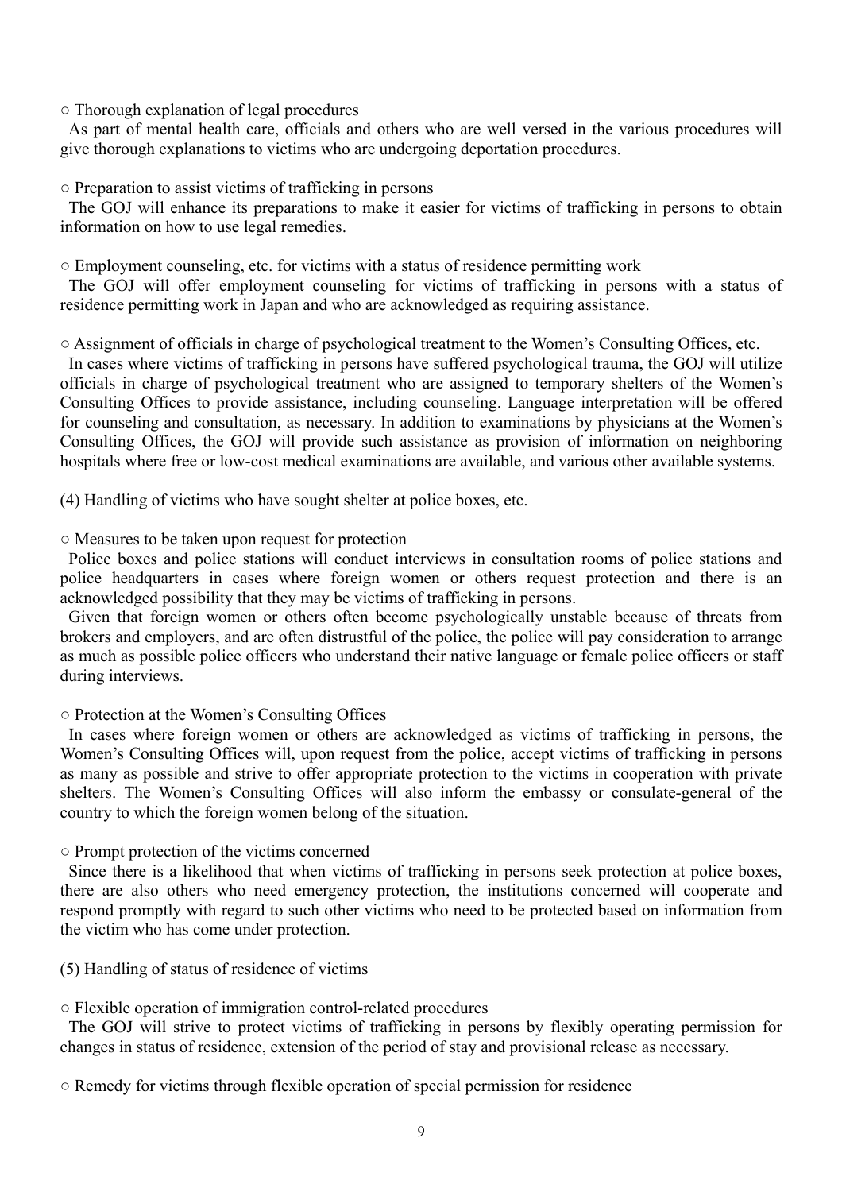○ Thorough explanation of legal procedures

As part of mental health care, officials and others who are well versed in the various procedures will give thorough explanations to victims who are undergoing deportation procedures.

○ Preparation to assist victims of trafficking in persons

The GOJ will enhance its preparations to make it easier for victims of trafficking in persons to obtain information on how to use legal remedies.

○ Employment counseling, etc. for victims with a status of residence permitting work

The GOJ will offer employment counseling for victims of trafficking in persons with a status of residence permitting work in Japan and who are acknowledged as requiring assistance.

○ Assignment of officials in charge of psychological treatment to the Women's Consulting Offices, etc.

In cases where victims of trafficking in persons have suffered psychological trauma, the GOJ will utilize officials in charge of psychological treatment who are assigned to temporary shelters of the Women's Consulting Offices to provide assistance, including counseling. Language interpretation will be offered for counseling and consultation, as necessary. In addition to examinations by physicians at the Women's Consulting Offices, the GOJ will provide such assistance as provision of information on neighboring hospitals where free or low-cost medical examinations are available, and various other available systems.

(4) Handling of victims who have sought shelter at police boxes, etc.

○ Measures to be taken upon request for protection

Police boxes and police stations will conduct interviews in consultation rooms of police stations and police headquarters in cases where foreign women or others request protection and there is an acknowledged possibility that they may be victims of trafficking in persons.

Given that foreign women or others often become psychologically unstable because of threats from brokers and employers, and are often distrustful of the police, the police will pay consideration to arrange as much as possible police officers who understand their native language or female police officers or staff during interviews.

○ Protection at the Women's Consulting Offices

In cases where foreign women or others are acknowledged as victims of trafficking in persons, the Women's Consulting Offices will, upon request from the police, accept victims of trafficking in persons as many as possible and strive to offer appropriate protection to the victims in cooperation with private shelters. The Women's Consulting Offices will also inform the embassy or consulate-general of the country to which the foreign women belong of the situation.

○ Prompt protection of the victims concerned

Since there is a likelihood that when victims of trafficking in persons seek protection at police boxes, there are also others who need emergency protection, the institutions concerned will cooperate and respond promptly with regard to such other victims who need to be protected based on information from the victim who has come under protection.

(5) Handling of status of residence of victims

○ Flexible operation of immigration control-related procedures

The GOJ will strive to protect victims of trafficking in persons by flexibly operating permission for changes in status of residence, extension of the period of stay and provisional release as necessary.

○ Remedy for victims through flexible operation of special permission for residence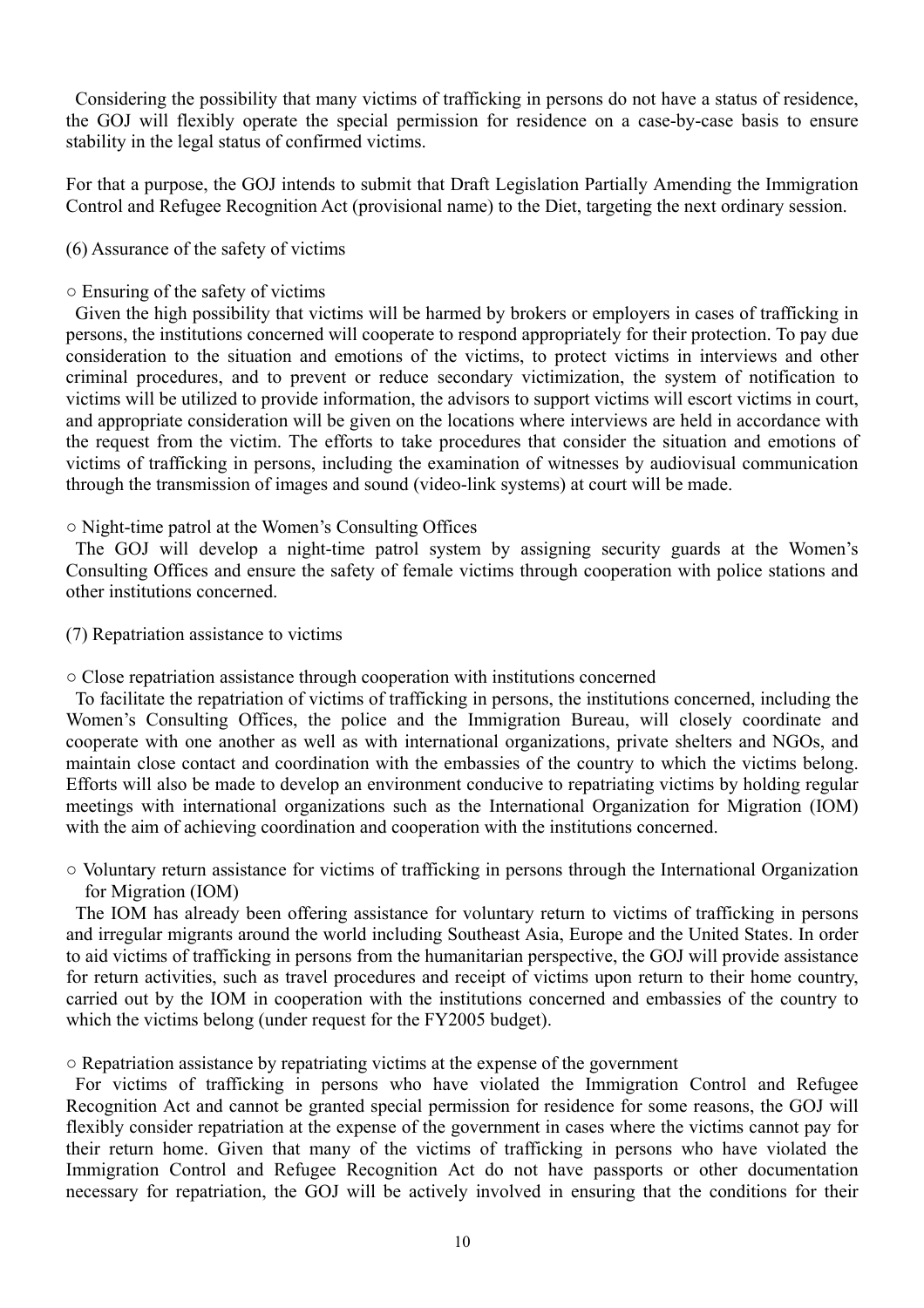Considering the possibility that many victims of trafficking in persons do not have a status of residence, the GOJ will flexibly operate the special permission for residence on a case-by-case basis to ensure stability in the legal status of confirmed victims.

For that a purpose, the GOJ intends to submit that Draft Legislation Partially Amending the Immigration Control and Refugee Recognition Act (provisional name) to the Diet, targeting the next ordinary session.

(6) Assurance of the safety of victims

○ Ensuring of the safety of victims

Given the high possibility that victims will be harmed by brokers or employers in cases of trafficking in persons, the institutions concerned will cooperate to respond appropriately for their protection. To pay due consideration to the situation and emotions of the victims, to protect victims in interviews and other criminal procedures, and to prevent or reduce secondary victimization, the system of notification to victims will be utilized to provide information, the advisors to support victims will escort victims in court, and appropriate consideration will be given on the locations where interviews are held in accordance with the request from the victim. The efforts to take procedures that consider the situation and emotions of victims of trafficking in persons, including the examination of witnesses by audiovisual communication through the transmission of images and sound (video-link systems) at court will be made.

○ Night-time patrol at the Women's Consulting Offices

The GOJ will develop a night-time patrol system by assigning security guards at the Women's Consulting Offices and ensure the safety of female victims through cooperation with police stations and other institutions concerned.

(7) Repatriation assistance to victims

○ Close repatriation assistance through cooperation with institutions concerned

To facilitate the repatriation of victims of trafficking in persons, the institutions concerned, including the Women's Consulting Offices, the police and the Immigration Bureau, will closely coordinate and cooperate with one another as well as with international organizations, private shelters and NGOs, and maintain close contact and coordination with the embassies of the country to which the victims belong. Efforts will also be made to develop an environment conducive to repatriating victims by holding regular meetings with international organizations such as the International Organization for Migration (IOM) with the aim of achieving coordination and cooperation with the institutions concerned.

○ Voluntary return assistance for victims of trafficking in persons through the International Organization for Migration (IOM)

The IOM has already been offering assistance for voluntary return to victims of trafficking in persons and irregular migrants around the world including Southeast Asia, Europe and the United States. In order to aid victims of trafficking in persons from the humanitarian perspective, the GOJ will provide assistance for return activities, such as travel procedures and receipt of victims upon return to their home country, carried out by the IOM in cooperation with the institutions concerned and embassies of the country to which the victims belong (under request for the FY2005 budget).

○ Repatriation assistance by repatriating victims at the expense of the government

For victims of trafficking in persons who have violated the Immigration Control and Refugee Recognition Act and cannot be granted special permission for residence for some reasons, the GOJ will flexibly consider repatriation at the expense of the government in cases where the victims cannot pay for their return home. Given that many of the victims of trafficking in persons who have violated the Immigration Control and Refugee Recognition Act do not have passports or other documentation necessary for repatriation, the GOJ will be actively involved in ensuring that the conditions for their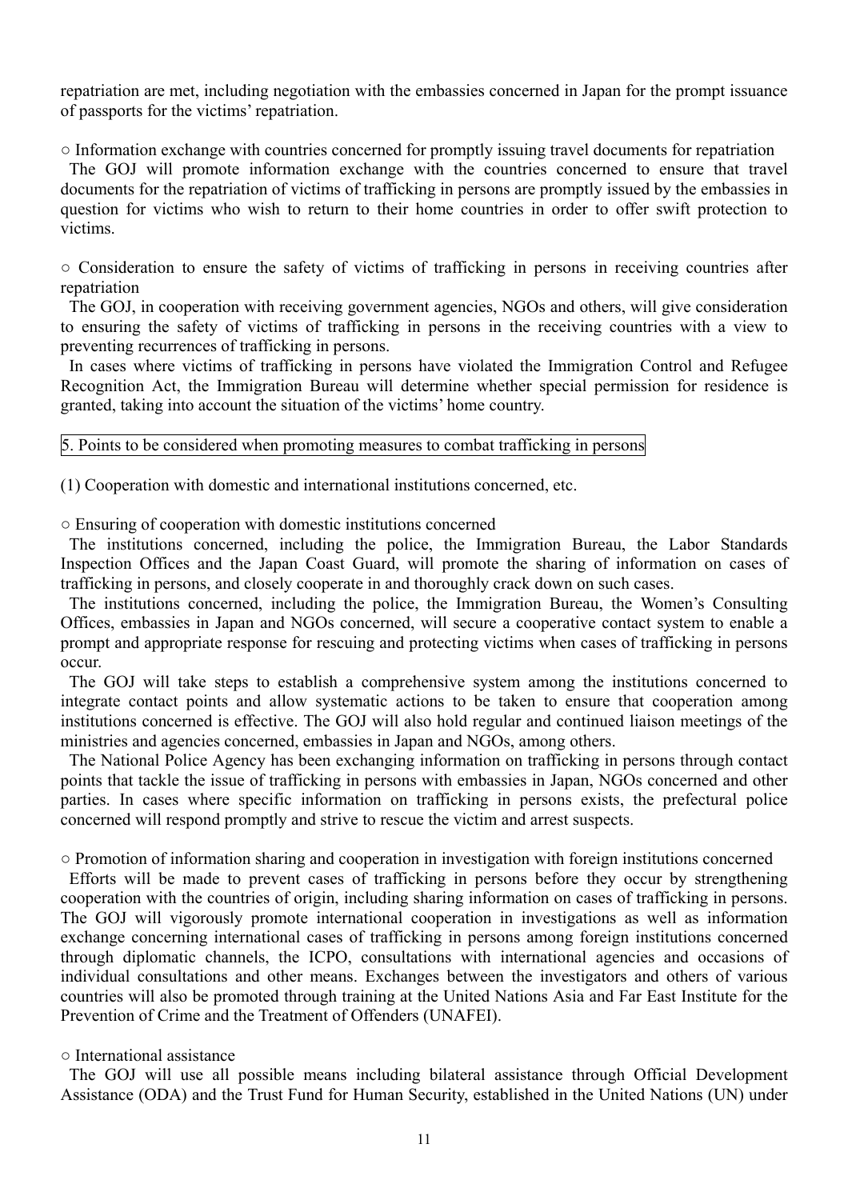repatriation are met, including negotiation with the embassies concerned in Japan for the prompt issuance of passports for the victims' repatriation.

○ Information exchange with countries concerned for promptly issuing travel documents for repatriation

The GOJ will promote information exchange with the countries concerned to ensure that travel documents for the repatriation of victims of trafficking in persons are promptly issued by the embassies in question for victims who wish to return to their home countries in order to offer swift protection to victims.

○ Consideration to ensure the safety of victims of trafficking in persons in receiving countries after repatriation

The GOJ, in cooperation with receiving government agencies, NGOs and others, will give consideration to ensuring the safety of victims of trafficking in persons in the receiving countries with a view to preventing recurrences of trafficking in persons.

In cases where victims of trafficking in persons have violated the Immigration Control and Refugee Recognition Act, the Immigration Bureau will determine whether special permission for residence is granted, taking into account the situation of the victims' home country.

## 5. Points to be considered when promoting measures to combat trafficking in persons

### (1) Cooperation with domestic and international institutions concerned, etc.

○ Ensuring of cooperation with domestic institutions concerned

The institutions concerned, including the police, the Immigration Bureau, the Labor Standards Inspection Offices and the Japan Coast Guard, will promote the sharing of information on cases of trafficking in persons, and closely cooperate in and thoroughly crack down on such cases.

The institutions concerned, including the police, the Immigration Bureau, the Women's Consulting Offices, embassies in Japan and NGOs concerned, will secure a cooperative contact system to enable a prompt and appropriate response for rescuing and protecting victims when cases of trafficking in persons occur.

The GOJ will take steps to establish a comprehensive system among the institutions concerned to integrate contact points and allow systematic actions to be taken to ensure that cooperation among institutions concerned is effective. The GOJ will also hold regular and continued liaison meetings of the ministries and agencies concerned, embassies in Japan and NGOs, among others.

The National Police Agency has been exchanging information on trafficking in persons through contact points that tackle the issue of trafficking in persons with embassies in Japan, NGOs concerned and other parties. In cases where specific information on trafficking in persons exists, the prefectural police concerned will respond promptly and strive to rescue the victim and arrest suspects.

○ Promotion of information sharing and cooperation in investigation with foreign institutions concerned

Efforts will be made to prevent cases of trafficking in persons before they occur by strengthening cooperation with the countries of origin, including sharing information on cases of trafficking in persons. The GOJ will vigorously promote international cooperation in investigations as well as information exchange concerning international cases of trafficking in persons among foreign institutions concerned through diplomatic channels, the ICPO, consultations with international agencies and occasions of individual consultations and other means. Exchanges between the investigators and others of various countries will also be promoted through training at the United Nations Asia and Far East Institute for the Prevention of Crime and the Treatment of Offenders (UNAFEI).

○ International assistance

The GOJ will use all possible means including bilateral assistance through Official Development Assistance (ODA) and the Trust Fund for Human Security, established in the United Nations (UN) under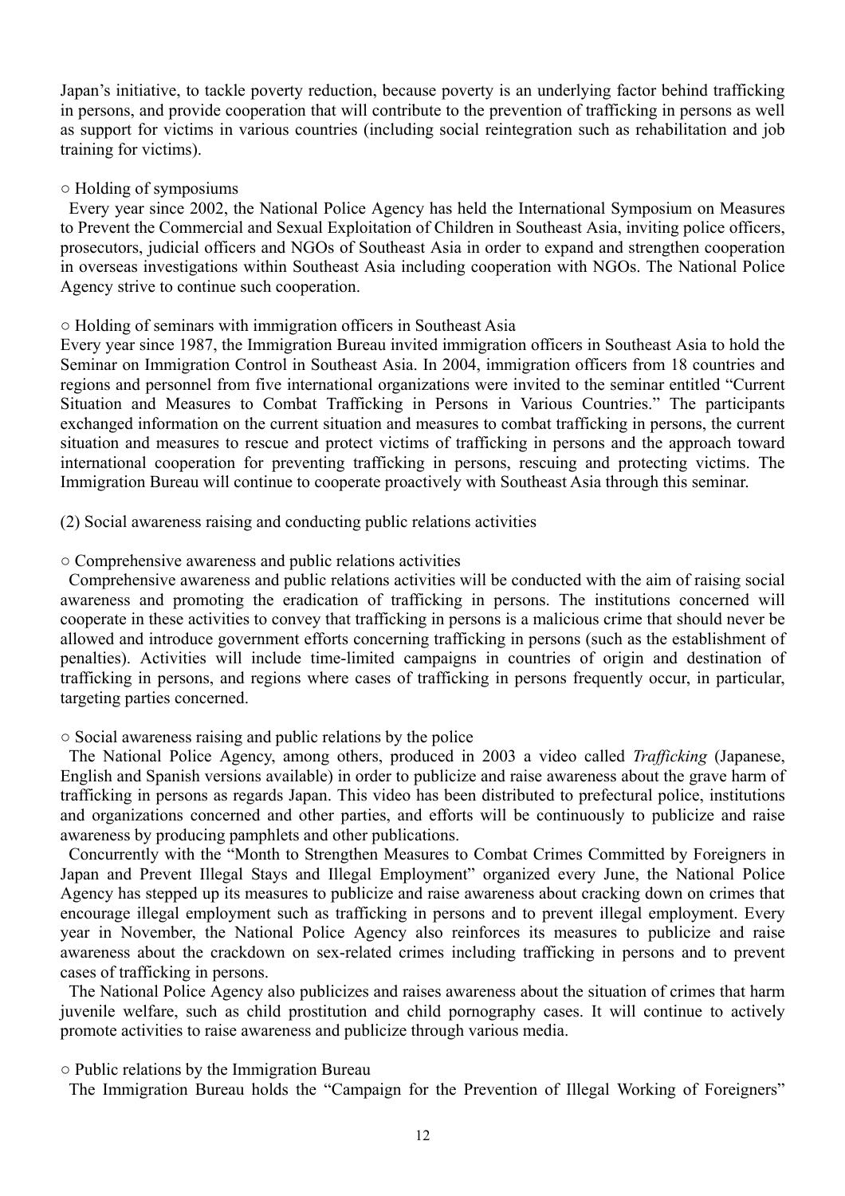Japan's initiative, to tackle poverty reduction, because poverty is an underlying factor behind trafficking in persons, and provide cooperation that will contribute to the prevention of trafficking in persons as well as support for victims in various countries (including social reintegration such as rehabilitation and job training for victims).

○ Holding of symposiums

Every year since 2002, the National Police Agency has held the International Symposium on Measures to Prevent the Commercial and Sexual Exploitation of Children in Southeast Asia, inviting police officers, prosecutors, judicial officers and NGOs of Southeast Asia in order to expand and strengthen cooperation in overseas investigations within Southeast Asia including cooperation with NGOs. The National Police Agency strive to continue such cooperation.

○ Holding of seminars with immigration officers in Southeast Asia

Every year since 1987, the Immigration Bureau invited immigration officers in Southeast Asia to hold the Seminar on Immigration Control in Southeast Asia. In 2004, immigration officers from 18 countries and regions and personnel from five international organizations were invited to the seminar entitled "Current Situation and Measures to Combat Trafficking in Persons in Various Countries." The participants exchanged information on the current situation and measures to combat trafficking in persons, the current situation and measures to rescue and protect victims of trafficking in persons and the approach toward international cooperation for preventing trafficking in persons, rescuing and protecting victims. The Immigration Bureau will continue to cooperate proactively with Southeast Asia through this seminar.

(2) Social awareness raising and conducting public relations activities

○ Comprehensive awareness and public relations activities

Comprehensive awareness and public relations activities will be conducted with the aim of raising social awareness and promoting the eradication of trafficking in persons. The institutions concerned will cooperate in these activities to convey that trafficking in persons is a malicious crime that should never be allowed and introduce government efforts concerning trafficking in persons (such as the establishment of penalties). Activities will include time-limited campaigns in countries of origin and destination of trafficking in persons, and regions where cases of trafficking in persons frequently occur, in particular, targeting parties concerned.

○ Social awareness raising and public relations by the police

The National Police Agency, among others, produced in 2003 a video called *Trafficking* (Japanese, English and Spanish versions available) in order to publicize and raise awareness about the grave harm of trafficking in persons as regards Japan. This video has been distributed to prefectural police, institutions and organizations concerned and other parties, and efforts will be continuously to publicize and raise awareness by producing pamphlets and other publications.

Concurrently with the "Month to Strengthen Measures to Combat Crimes Committed by Foreigners in Japan and Prevent Illegal Stays and Illegal Employment" organized every June, the National Police Agency has stepped up its measures to publicize and raise awareness about cracking down on crimes that encourage illegal employment such as trafficking in persons and to prevent illegal employment. Every year in November, the National Police Agency also reinforces its measures to publicize and raise awareness about the crackdown on sex-related crimes including trafficking in persons and to prevent cases of trafficking in persons.

The National Police Agency also publicizes and raises awareness about the situation of crimes that harm juvenile welfare, such as child prostitution and child pornography cases. It will continue to actively promote activities to raise awareness and publicize through various media.

○ Public relations by the Immigration Bureau

The Immigration Bureau holds the "Campaign for the Prevention of Illegal Working of Foreigners"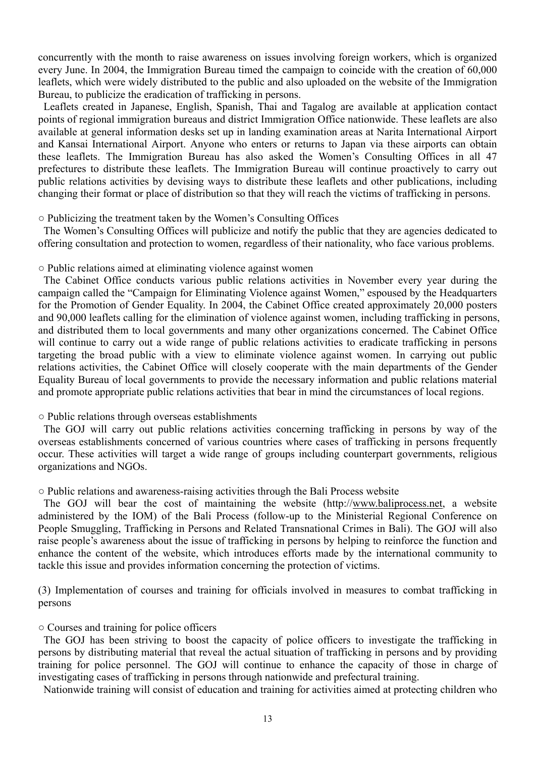concurrently with the month to raise awareness on issues involving foreign workers, which is organized every June. In 2004, the Immigration Bureau timed the campaign to coincide with the creation of 60,000 leaflets, which were widely distributed to the public and also uploaded on the website of the Immigration Bureau, to publicize the eradication of trafficking in persons.

Leaflets created in Japanese, English, Spanish, Thai and Tagalog are available at application contact points of regional immigration bureaus and district Immigration Office nationwide. These leaflets are also available at general information desks set up in landing examination areas at Narita International Airport and Kansai International Airport. Anyone who enters or returns to Japan via these airports can obtain these leaflets. The Immigration Bureau has also asked the Women's Consulting Offices in all 47 prefectures to distribute these leaflets. The Immigration Bureau will continue proactively to carry out public relations activities by devising ways to distribute these leaflets and other publications, including changing their format or place of distribution so that they will reach the victims of trafficking in persons.

○ Publicizing the treatment taken by the Women's Consulting Offices

The Women's Consulting Offices will publicize and notify the public that they are agencies dedicated to offering consultation and protection to women, regardless of their nationality, who face various problems.

○ Public relations aimed at eliminating violence against women

The Cabinet Office conducts various public relations activities in November every year during the campaign called the "Campaign for Eliminating Violence against Women," espoused by the Headquarters for the Promotion of Gender Equality. In 2004, the Cabinet Office created approximately 20,000 posters and 90,000 leaflets calling for the elimination of violence against women, including trafficking in persons, and distributed them to local governments and many other organizations concerned. The Cabinet Office will continue to carry out a wide range of public relations activities to eradicate trafficking in persons targeting the broad public with a view to eliminate violence against women. In carrying out public relations activities, the Cabinet Office will closely cooperate with the main departments of the Gender Equality Bureau of local governments to provide the necessary information and public relations material and promote appropriate public relations activities that bear in mind the circumstances of local regions.

○ Public relations through overseas establishments

The GOJ will carry out public relations activities concerning trafficking in persons by way of the overseas establishments concerned of various countries where cases of trafficking in persons frequently occur. These activities will target a wide range of groups including counterpart governments, religious organizations and NGOs.

○ Public relations and awareness-raising activities through the Bali Process website

The GOJ will bear the cost of maintaining the website (http://www.baliprocess.net, a website administered by the IOM) of the Bali Process (follow-up to the Ministerial Regional Conference on People Smuggling, Trafficking in Persons and Related Transnational Crimes in Bali). The GOJ will also raise people's awareness about the issue of trafficking in persons by helping to reinforce the function and enhance the content of the website, which introduces efforts made by the international community to tackle this issue and provides information concerning the protection of victims.

(3) Implementation of courses and training for officials involved in measures to combat trafficking in persons

○ Courses and training for police officers

The GOJ has been striving to boost the capacity of police officers to investigate the trafficking in persons by distributing material that reveal the actual situation of trafficking in persons and by providing training for police personnel. The GOJ will continue to enhance the capacity of those in charge of investigating cases of trafficking in persons through nationwide and prefectural training.

Nationwide training will consist of education and training for activities aimed at protecting children who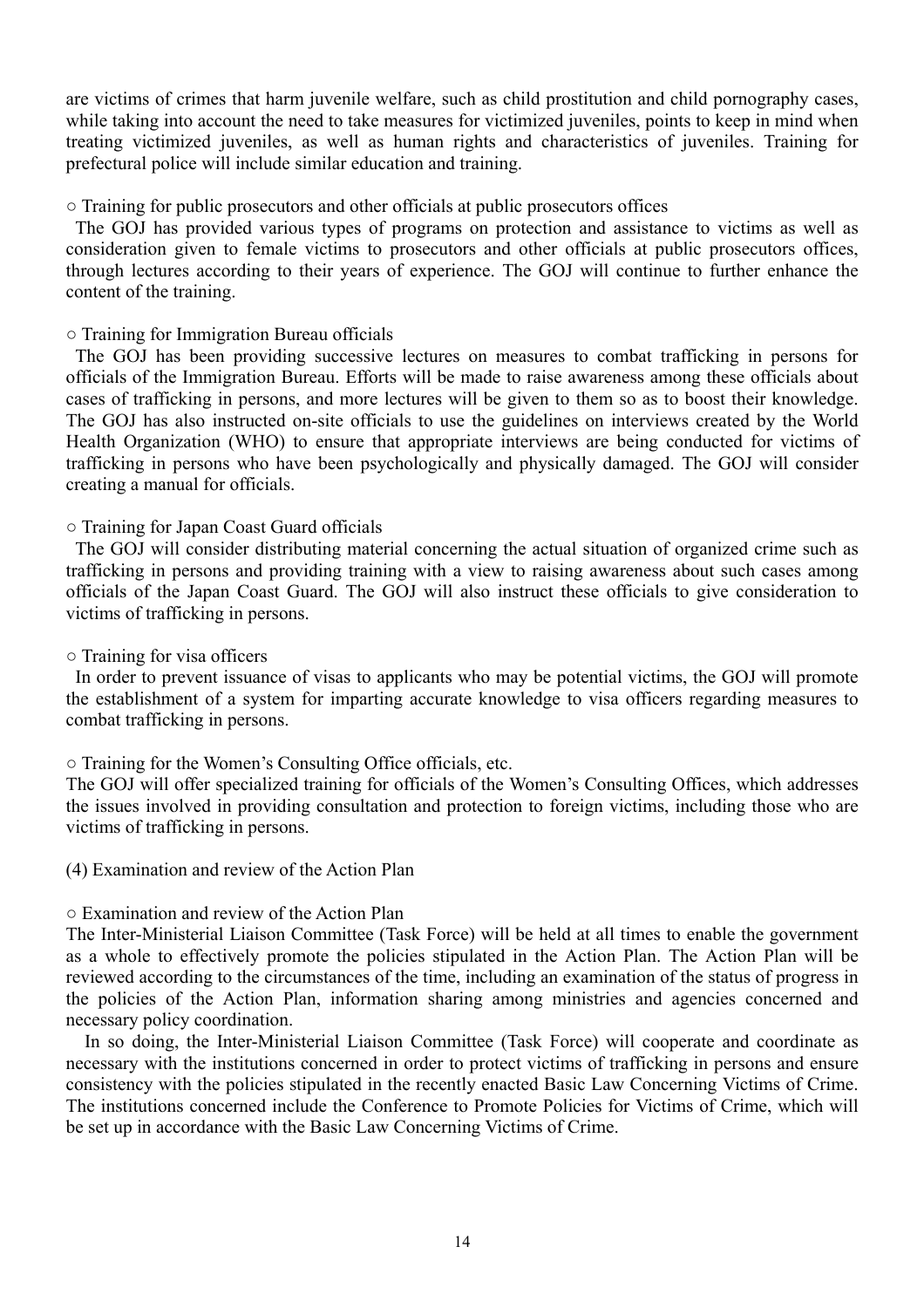are victims of crimes that harm juvenile welfare, such as child prostitution and child pornography cases, while taking into account the need to take measures for victimized juveniles, points to keep in mind when treating victimized juveniles, as well as human rights and characteristics of juveniles. Training for prefectural police will include similar education and training.

○ Training for public prosecutors and other officials at public prosecutors offices

The GOJ has provided various types of programs on protection and assistance to victims as well as consideration given to female victims to prosecutors and other officials at public prosecutors offices, through lectures according to their years of experience. The GOJ will continue to further enhance the content of the training.

○ Training for Immigration Bureau officials

The GOJ has been providing successive lectures on measures to combat trafficking in persons for officials of the Immigration Bureau. Efforts will be made to raise awareness among these officials about cases of trafficking in persons, and more lectures will be given to them so as to boost their knowledge. The GOJ has also instructed on-site officials to use the guidelines on interviews created by the World Health Organization (WHO) to ensure that appropriate interviews are being conducted for victims of trafficking in persons who have been psychologically and physically damaged. The GOJ will consider creating a manual for officials.

○ Training for Japan Coast Guard officials

The GOJ will consider distributing material concerning the actual situation of organized crime such as trafficking in persons and providing training with a view to raising awareness about such cases among officials of the Japan Coast Guard. The GOJ will also instruct these officials to give consideration to victims of trafficking in persons.

○ Training for visa officers

In order to prevent issuance of visas to applicants who may be potential victims, the GOJ will promote the establishment of a system for imparting accurate knowledge to visa officers regarding measures to combat trafficking in persons.

○ Training for the Women's Consulting Office officials, etc.

The GOJ will offer specialized training for officials of the Women's Consulting Offices, which addresses the issues involved in providing consultation and protection to foreign victims, including those who are victims of trafficking in persons.

(4) Examination and review of the Action Plan

○ Examination and review of the Action Plan

The Inter-Ministerial Liaison Committee (Task Force) will be held at all times to enable the government as a whole to effectively promote the policies stipulated in the Action Plan. The Action Plan will be reviewed according to the circumstances of the time, including an examination of the status of progress in the policies of the Action Plan, information sharing among ministries and agencies concerned and necessary policy coordination.

In so doing, the Inter-Ministerial Liaison Committee (Task Force) will cooperate and coordinate as necessary with the institutions concerned in order to protect victims of trafficking in persons and ensure consistency with the policies stipulated in the recently enacted Basic Law Concerning Victims of Crime. The institutions concerned include the Conference to Promote Policies for Victims of Crime, which will be set up in accordance with the Basic Law Concerning Victims of Crime.